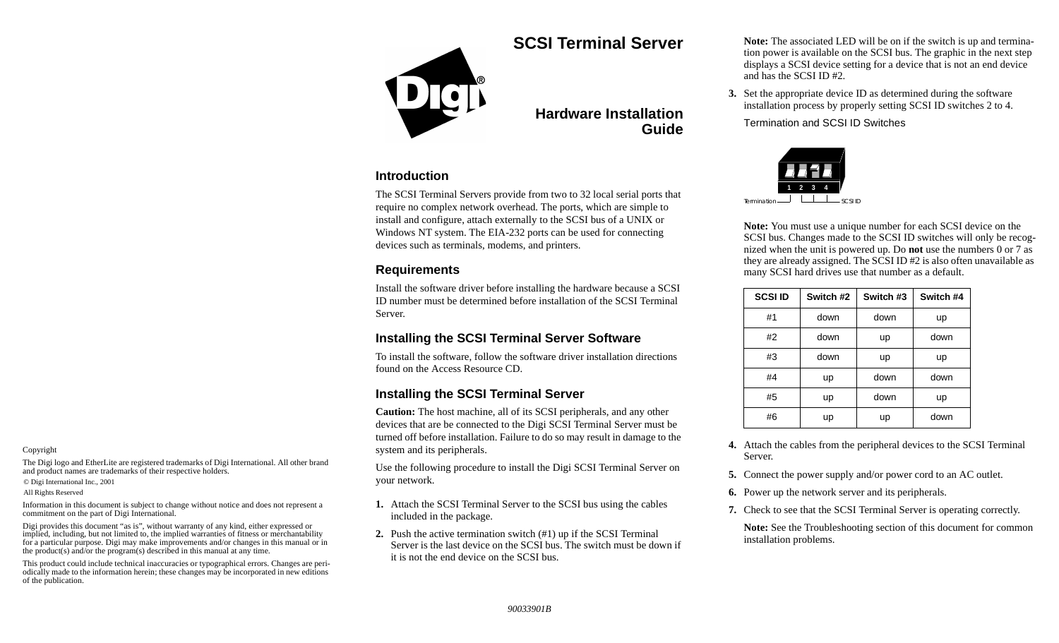# SCSI Terminal Server

## Hardware Installation Guide

### Introduction

The SCSI Terminal Servers provide from two to 32 local serial ports that require no complex network overhead. The ports, which are simple to install and configure, attach externally to the SCSI bus of a UNIX or Windows NT system. The EIA-232 ports can be used for connecting devices such as terminals, modems, and printers.

### Requirements

Install the software driver before installing the hardware because a SCSI ID number must be determined before installation of the SCSI Terminal Server.

### Installing the SCSI Terminal Server Software

To install the software, follow the software driver installation directions found on the Access Resource CD.

### Installing the SCSI Terminal Server

**Caution:** The host machine, all of its SCSI peripherals, and any other devices that are be connected to the Digi SCSI Terminal Server must be turned off before installation. Failure to do so may result in damage to the system and its peripherals.

Use the following procedure to install the Digi SCSI Terminal Server on your network.

1. Attach the SCSI Terminal Server to the SCSI bus using the cables included in the package.
2. Push the active termination switch (#1) up if the SCSI Terminal Server is the last device on the SCSI bus. The switch must be down if it is not the end device on the SCSI bus.

   **Note:** The associated LED will be on if the switch is up and termination power is available on the SCSI bus. The graphic in the next step displays a SCSI device setting for a device that is not an end device and has the SCSI ID #2.

3. Set the appropriate device ID as determined during the software installation process by properly setting SCSI ID switches 2 to 4.

   Termination and SCSI ID Switches

   1 2 3 4

   Termination SCSI ID

   **Note:** You must use a unique number for each SCSI device on the SCSI bus. Changes made to the SCSI ID switches will only be recognized when the unit is powered up. Do **not** use the numbers 0 or 7 as they are already assigned. The SCSI ID #2 is also often unavailable as many SCSI hard drives use that number as a default.

| SCSI ID | Switch #2 | Switch #3 | Switch #4 |
|---|---|---|---|
| #1 | down | down | up |
| #2 | down | up | down |
| #3 | down | up | up |
| #4 | up | down | down |
| #5 | up | down | up |
| #6 | up | up | down |

4. Attach the cables from the peripheral devices to the SCSI Terminal Server.
5. Connect the power supply and/or power cord to an AC outlet.
6. Power up the network server and its peripherals.
7. Check to see that the SCSI Terminal Server is operating correctly.

   **Note:** See the Troubleshooting section of this document for common installation problems.

Copyright

The Digi logo and EtherLite are registered trademarks of Digi International. All other brand and product names are trademarks of their respective holders.

© Digi International Inc., 2001

All Rights Reserved

Information in this document is subject to change without notice and does not represent a commitment on the part of Digi International.

Digi provides this document "as is", without warranty of any kind, either expressed or implied, including, but not limited to, the implied warranties of fitness or merchantability for a particular purpose. Digi may make improvements and/or changes in this manual or in the product(s) and/or the program(s) described in this manual at any time.

This product could include technical inaccuracies or typographical errors. Changes are periodically made to the information herein; these changes may be incorporated in new editions of the publication.

*90033901B*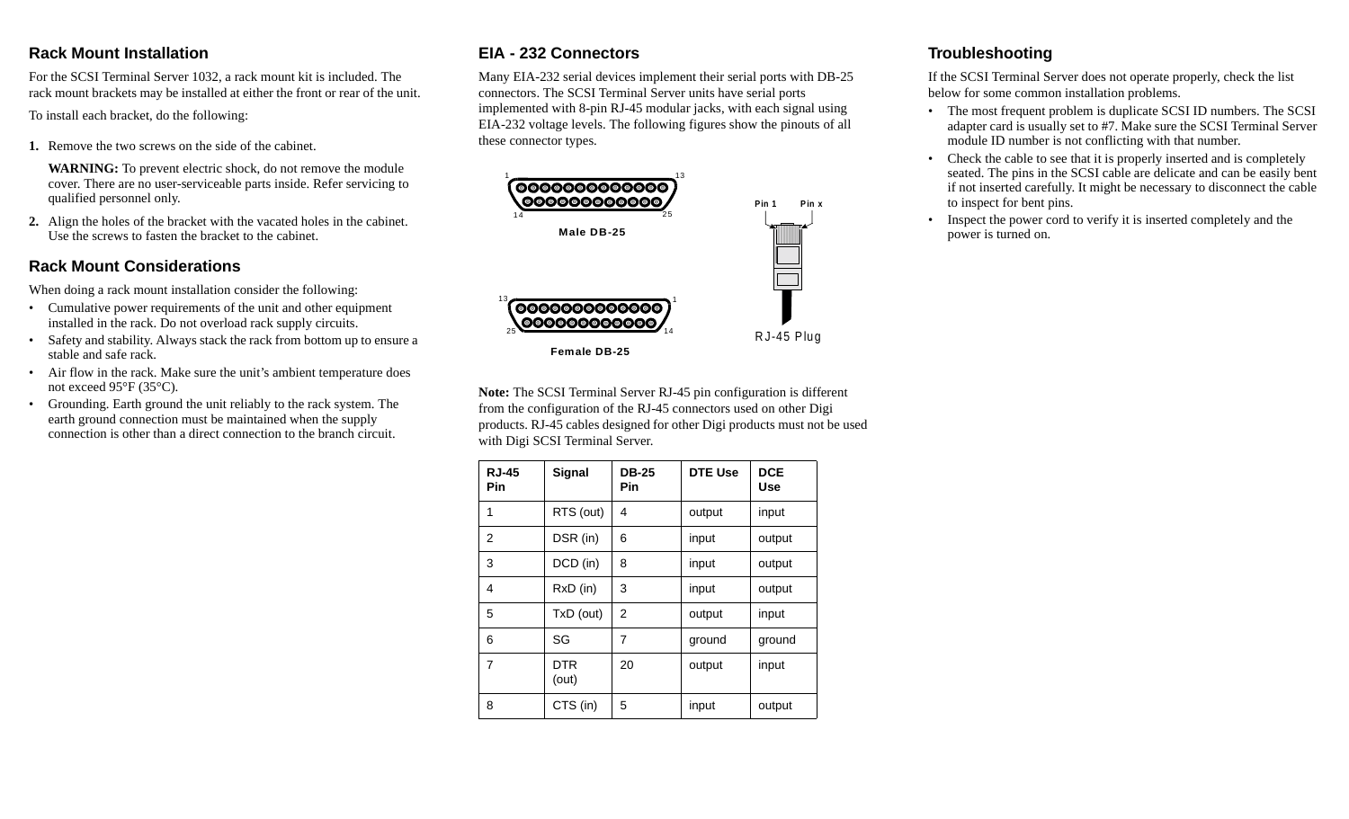## Rack Mount Installation

For the SCSI Terminal Server 1032, a rack mount kit is included. The rack mount brackets may be installed at either the front or rear of the unit.

To install each bracket, do the following:

1. Remove the two screws on the side of the cabinet.

   **WARNING:** To prevent electric shock, do not remove the module cover. There are no user-serviceable parts inside. Refer servicing to qualified personnel only.

2. Align the holes of the bracket with the vacated holes in the cabinet. Use the screws to fasten the bracket to the cabinet.

## Rack Mount Considerations

When doing a rack mount installation consider the following:

- Cumulative power requirements of the unit and other equipment installed in the rack. Do not overload rack supply circuits.
- Safety and stability. Always stack the rack from bottom up to ensure a stable and safe rack.
- Air flow in the rack. Make sure the unit's ambient temperature does not exceed 95°F (35°C).
- Grounding. Earth ground the unit reliably to the rack system. The earth ground connection must be maintained when the supply connection is other than a direct connection to the branch circuit.

## EIA - 232 Connectors

Many EIA-232 serial devices implement their serial ports with DB-25 connectors. The SCSI Terminal Server units have serial ports implemented with 8-pin RJ-45 modular jacks, with each signal using EIA-232 voltage levels. The following figures show the pinouts of all these connector types.

1 13
14 25
Male DB-25

13 1
25 14
Female DB-25

Pin 1 Pin x
RJ-45 Plug

**Note:** The SCSI Terminal Server RJ-45 pin configuration is different from the configuration of the RJ-45 connectors used on other Digi products. RJ-45 cables designed for other Digi products must not be used with Digi SCSI Terminal Server.

| RJ-45 Pin | Signal | DB-25 Pin | DTE Use | DCE Use |
|---|---|---|---|---|
| 1 | RTS (out) | 4 | output | input |
| 2 | DSR (in) | 6 | input | output |
| 3 | DCD (in) | 8 | input | output |
| 4 | RxD (in) | 3 | input | output |
| 5 | TxD (out) | 2 | output | input |
| 6 | SG | 7 | ground | ground |
| 7 | DTR (out) | 20 | output | input |
| 8 | CTS (in) | 5 | input | output |

## Troubleshooting

If the SCSI Terminal Server does not operate properly, check the list below for some common installation problems.

- The most frequent problem is duplicate SCSI ID numbers. The SCSI adapter card is usually set to #7. Make sure the SCSI Terminal Server module ID number is not conflicting with that number.
- Check the cable to see that it is properly inserted and is completely seated. The pins in the SCSI cable are delicate and can be easily bent if not inserted carefully. It might be necessary to disconnect the cable to inspect for bent pins.
- Inspect the power cord to verify it is inserted completely and the power is turned on.